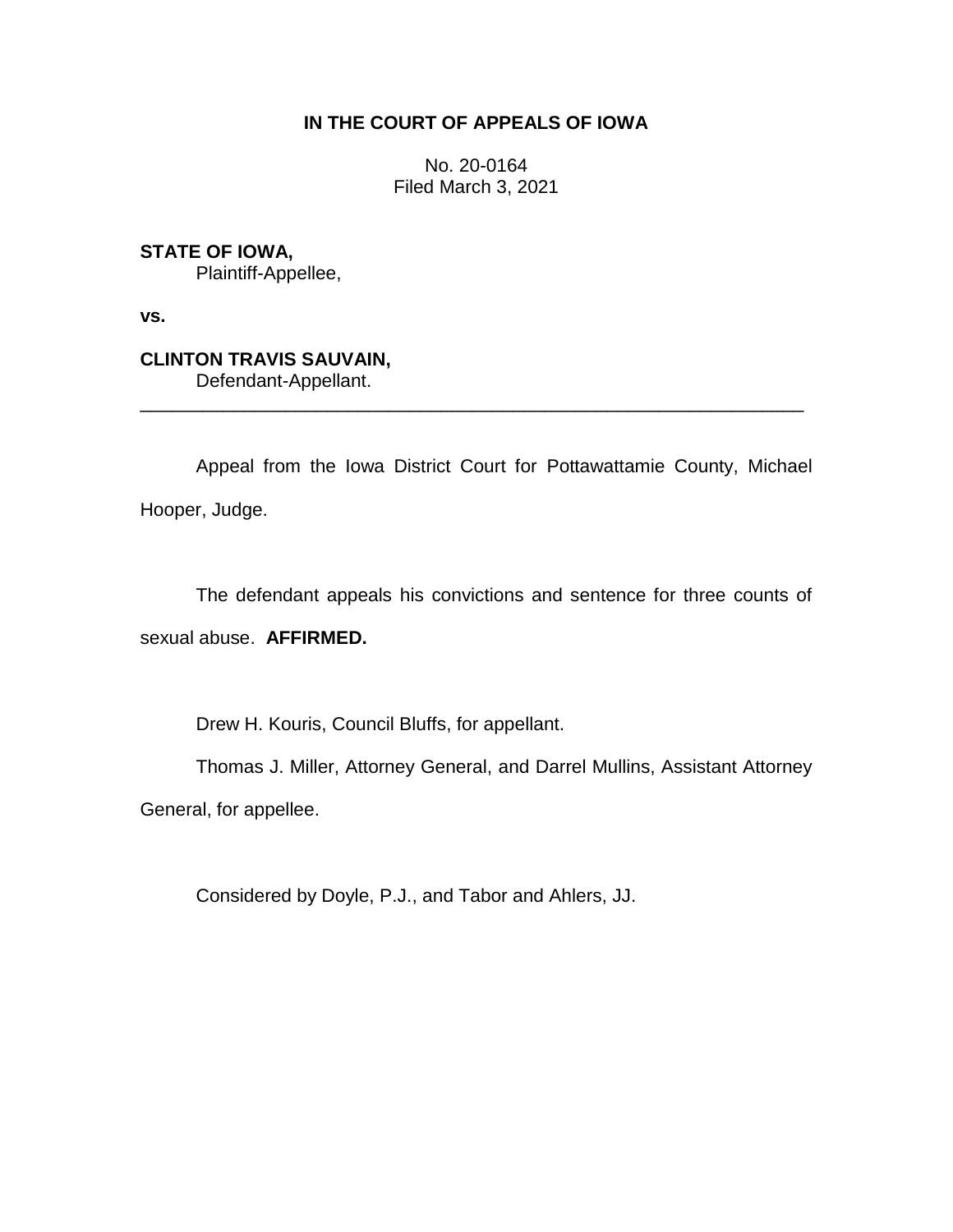**IN THE COURT OF APPEALS OF IOWA**

No. 20-0164
Filed March 3, 2021

**STATE OF IOWA,**
Plaintiff-Appellee,

**vs.**

**CLINTON TRAVIS SAUVAIN,**
Defendant-Appellant.

---

Appeal from the Iowa District Court for Pottawattamie County, Michael Hooper, Judge.

The defendant appeals his convictions and sentence for three counts of sexual abuse. **AFFIRMED.**

Drew H. Kouris, Council Bluffs, for appellant.

Thomas J. Miller, Attorney General, and Darrel Mullins, Assistant Attorney General, for appellee.

Considered by Doyle, P.J., and Tabor and Ahlers, JJ.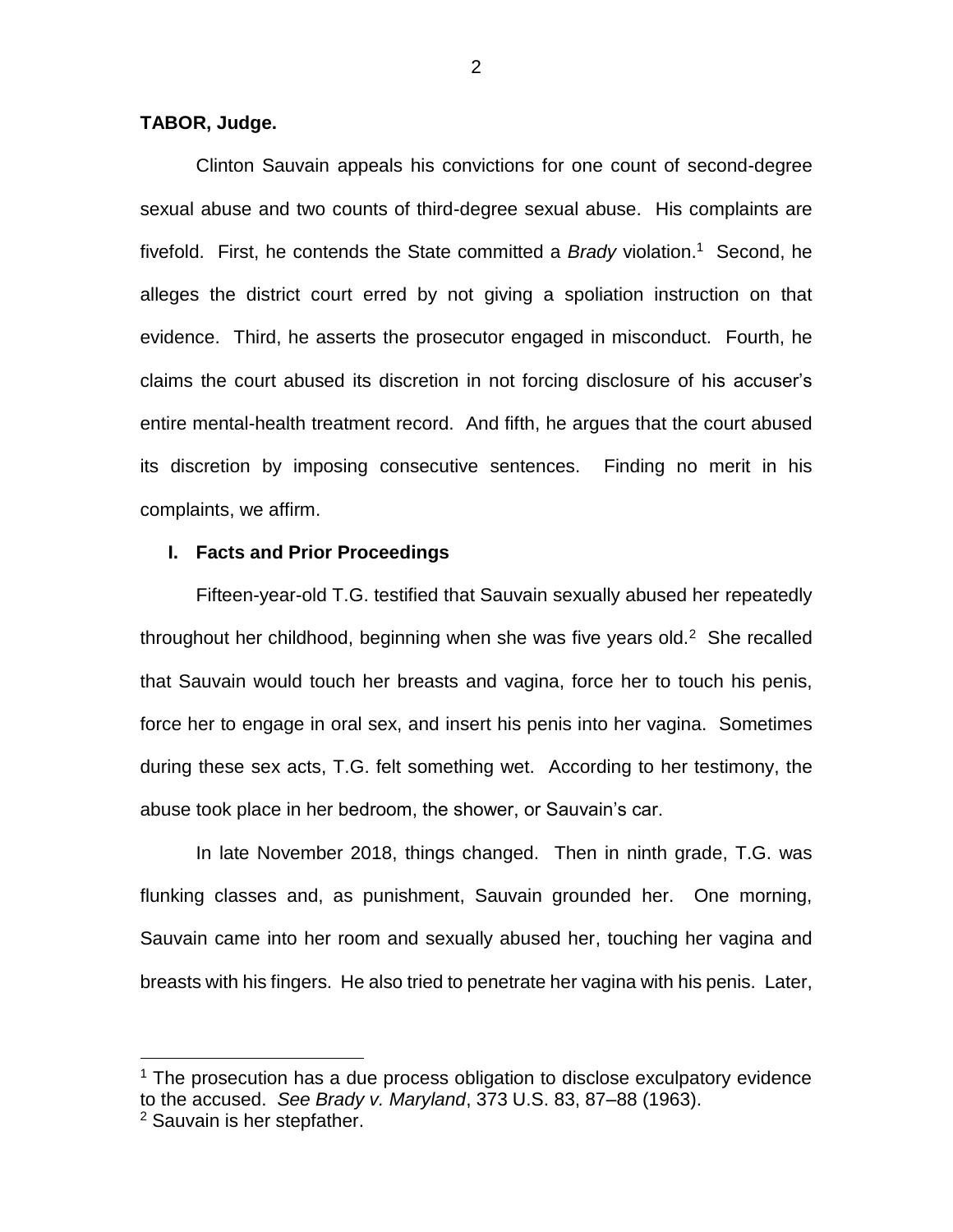**TABOR, Judge.**

Clinton Sauvain appeals his convictions for one count of second-degree sexual abuse and two counts of third-degree sexual abuse. His complaints are fivefold. First, he contends the State committed a *Brady* violation.[1] Second, he alleges the district court erred by not giving a spoliation instruction on that evidence. Third, he asserts the prosecutor engaged in misconduct. Fourth, he claims the court abused its discretion in not forcing disclosure of his accuser's entire mental-health treatment record. And fifth, he argues that the court abused its discretion by imposing consecutive sentences. Finding no merit in his complaints, we affirm.

## I. Facts and Prior Proceedings

Fifteen-year-old T.G. testified that Sauvain sexually abused her repeatedly throughout her childhood, beginning when she was five years old.[2] She recalled that Sauvain would touch her breasts and vagina, force her to touch his penis, force her to engage in oral sex, and insert his penis into her vagina. Sometimes during these sex acts, T.G. felt something wet. According to her testimony, the abuse took place in her bedroom, the shower, or Sauvain's car.

In late November 2018, things changed. Then in ninth grade, T.G. was flunking classes and, as punishment, Sauvain grounded her. One morning, Sauvain came into her room and sexually abused her, touching her vagina and breasts with his fingers. He also tried to penetrate her vagina with his penis. Later,

[1] The prosecution has a due process obligation to disclose exculpatory evidence to the accused. *See Brady v. Maryland*, 373 U.S. 83, 87–88 (1963).

[2] Sauvain is her stepfather.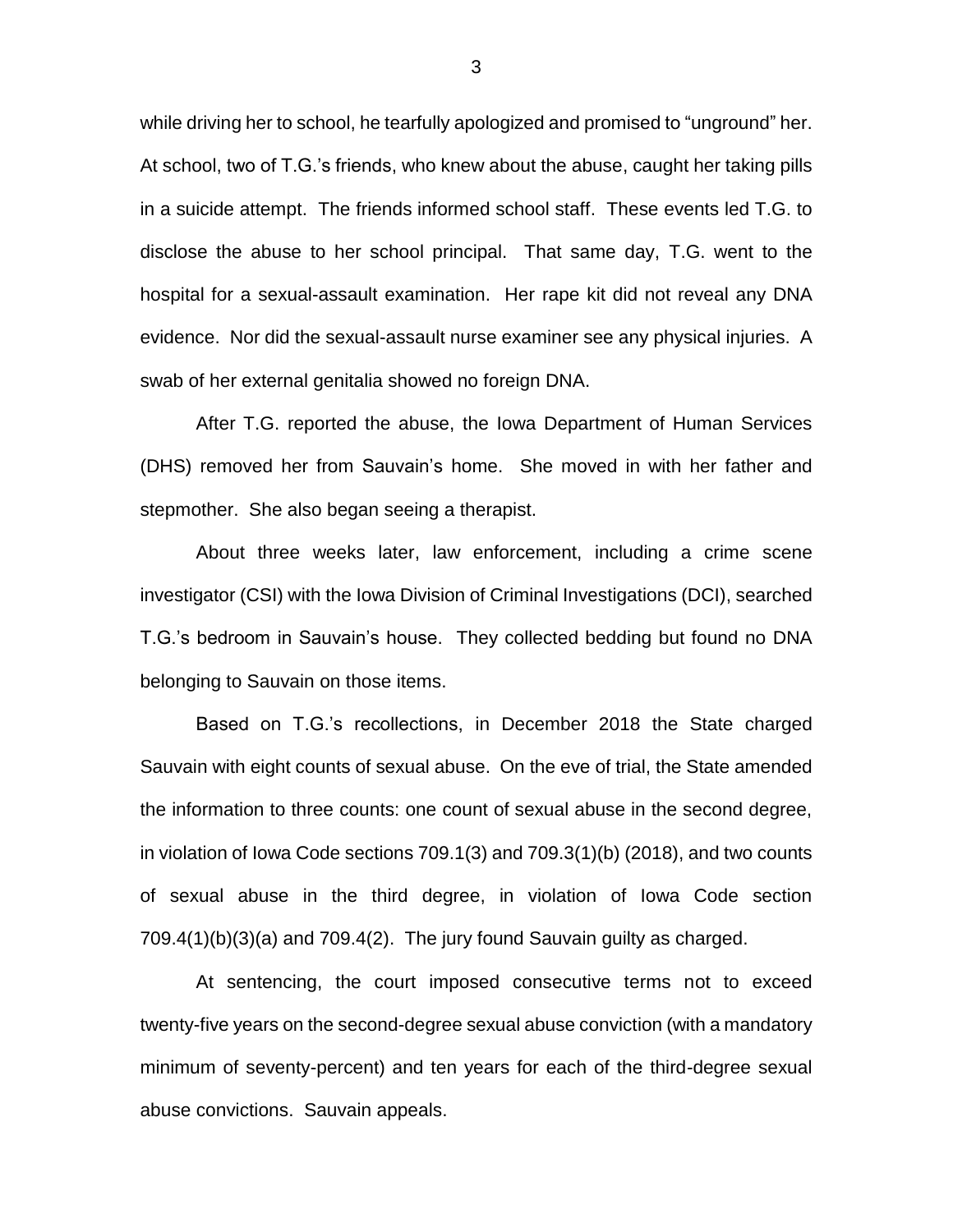while driving her to school, he tearfully apologized and promised to "unground" her. At school, two of T.G.'s friends, who knew about the abuse, caught her taking pills in a suicide attempt. The friends informed school staff. These events led T.G. to disclose the abuse to her school principal. That same day, T.G. went to the hospital for a sexual-assault examination. Her rape kit did not reveal any DNA evidence. Nor did the sexual-assault nurse examiner see any physical injuries. A swab of her external genitalia showed no foreign DNA.

After T.G. reported the abuse, the Iowa Department of Human Services (DHS) removed her from Sauvain's home. She moved in with her father and stepmother. She also began seeing a therapist.

About three weeks later, law enforcement, including a crime scene investigator (CSI) with the Iowa Division of Criminal Investigations (DCI), searched T.G.'s bedroom in Sauvain's house. They collected bedding but found no DNA belonging to Sauvain on those items.

Based on T.G.'s recollections, in December 2018 the State charged Sauvain with eight counts of sexual abuse. On the eve of trial, the State amended the information to three counts: one count of sexual abuse in the second degree, in violation of Iowa Code sections 709.1(3) and 709.3(1)(b) (2018), and two counts of sexual abuse in the third degree, in violation of Iowa Code section 709.4(1)(b)(3)(a) and 709.4(2). The jury found Sauvain guilty as charged.

At sentencing, the court imposed consecutive terms not to exceed twenty-five years on the second-degree sexual abuse conviction (with a mandatory minimum of seventy-percent) and ten years for each of the third-degree sexual abuse convictions. Sauvain appeals.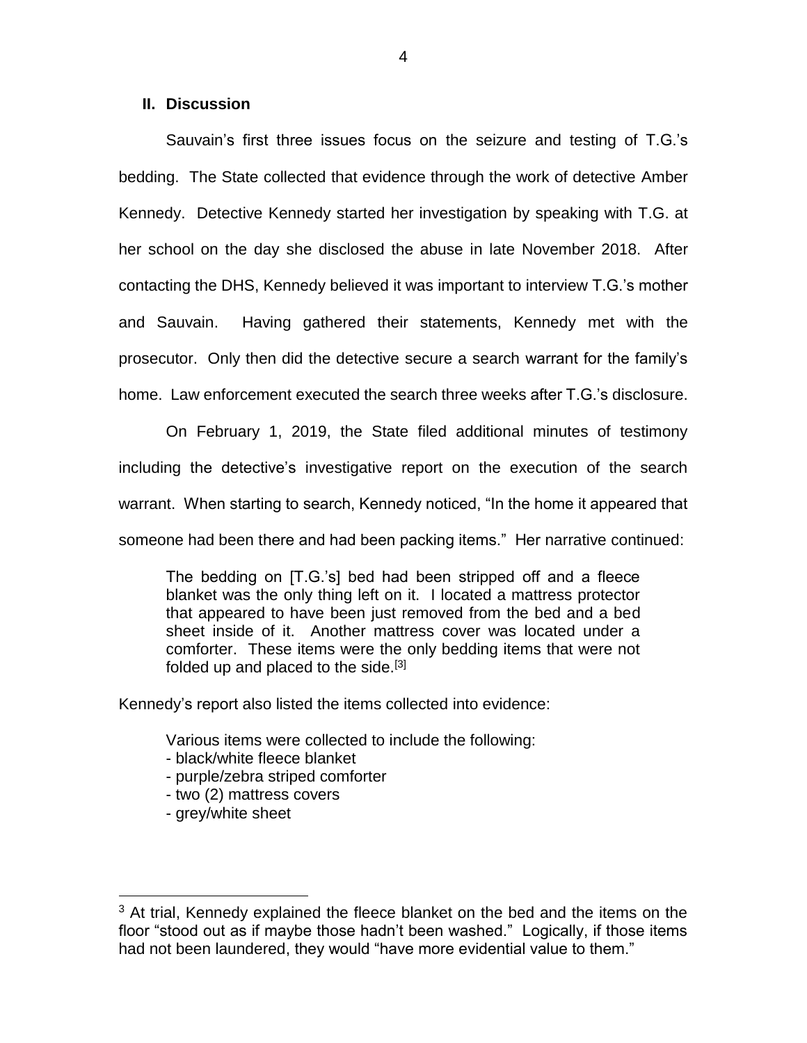## II. Discussion

Sauvain's first three issues focus on the seizure and testing of T.G.'s bedding. The State collected that evidence through the work of detective Amber Kennedy. Detective Kennedy started her investigation by speaking with T.G. at her school on the day she disclosed the abuse in late November 2018. After contacting the DHS, Kennedy believed it was important to interview T.G.'s mother and Sauvain. Having gathered their statements, Kennedy met with the prosecutor. Only then did the detective secure a search warrant for the family's home. Law enforcement executed the search three weeks after T.G.'s disclosure.

On February 1, 2019, the State filed additional minutes of testimony including the detective's investigative report on the execution of the search warrant. When starting to search, Kennedy noticed, "In the home it appeared that someone had been there and had been packing items." Her narrative continued:

> The bedding on [T.G.'s] bed had been stripped off and a fleece blanket was the only thing left on it. I located a mattress protector that appeared to have been just removed from the bed and a bed sheet inside of it. Another mattress cover was located under a comforter. These items were the only bedding items that were not folded up and placed to the side.[3]

Kennedy's report also listed the items collected into evidence:

> Various items were collected to include the following:
> - black/white fleece blanket
> - purple/zebra striped comforter
> - two (2) mattress covers
> - grey/white sheet

---

[3] At trial, Kennedy explained the fleece blanket on the bed and the items on the floor "stood out as if maybe those hadn't been washed." Logically, if those items had not been laundered, they would "have more evidential value to them."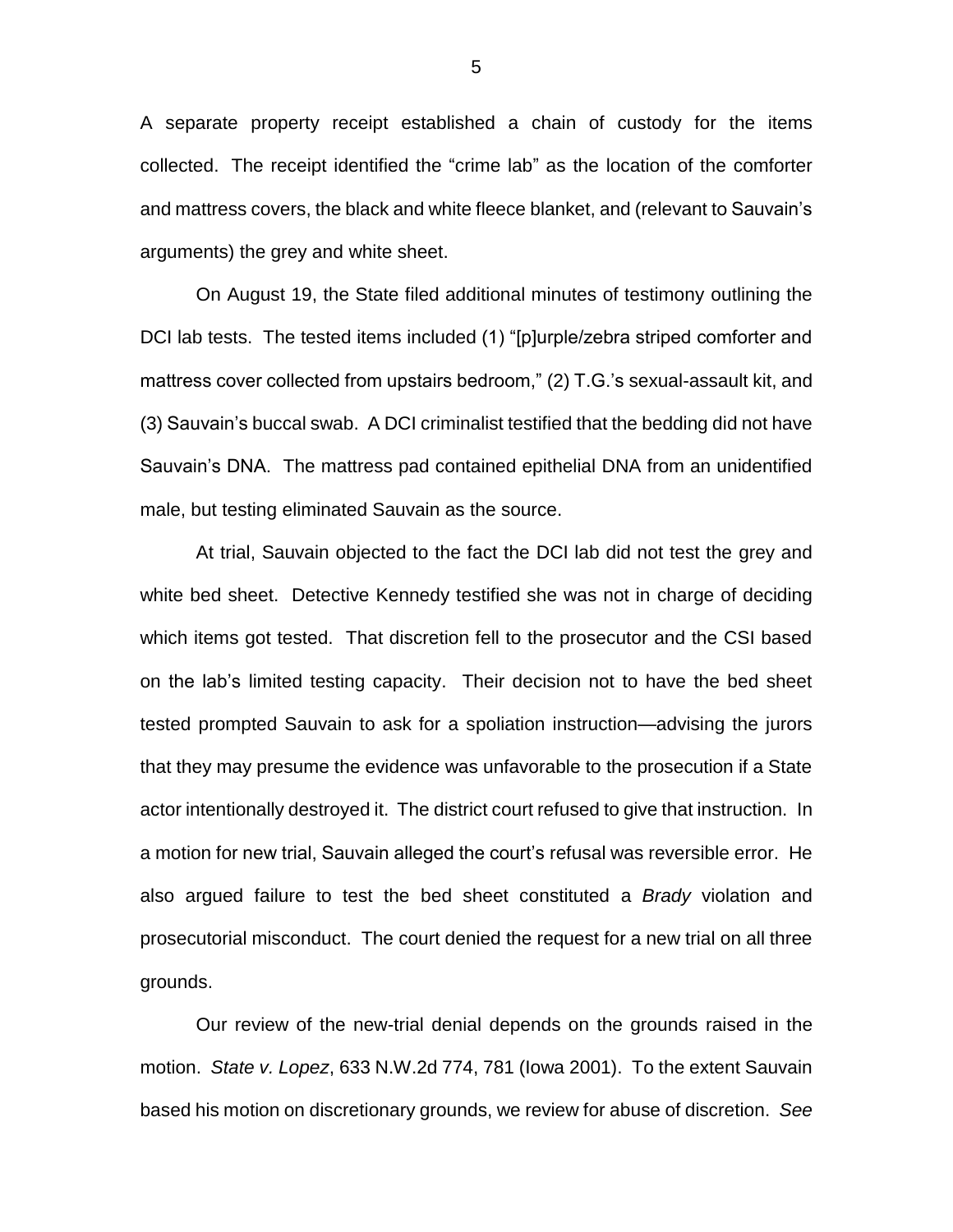A separate property receipt established a chain of custody for the items collected. The receipt identified the "crime lab" as the location of the comforter and mattress covers, the black and white fleece blanket, and (relevant to Sauvain's arguments) the grey and white sheet.

On August 19, the State filed additional minutes of testimony outlining the DCI lab tests. The tested items included (1) "[p]urple/zebra striped comforter and mattress cover collected from upstairs bedroom," (2) T.G.'s sexual-assault kit, and (3) Sauvain's buccal swab. A DCI criminalist testified that the bedding did not have Sauvain's DNA. The mattress pad contained epithelial DNA from an unidentified male, but testing eliminated Sauvain as the source.

At trial, Sauvain objected to the fact the DCI lab did not test the grey and white bed sheet. Detective Kennedy testified she was not in charge of deciding which items got tested. That discretion fell to the prosecutor and the CSI based on the lab's limited testing capacity. Their decision not to have the bed sheet tested prompted Sauvain to ask for a spoliation instruction—advising the jurors that they may presume the evidence was unfavorable to the prosecution if a State actor intentionally destroyed it. The district court refused to give that instruction. In a motion for new trial, Sauvain alleged the court's refusal was reversible error. He also argued failure to test the bed sheet constituted a *Brady* violation and prosecutorial misconduct. The court denied the request for a new trial on all three grounds.

Our review of the new-trial denial depends on the grounds raised in the motion. *State v. Lopez*, 633 N.W.2d 774, 781 (Iowa 2001). To the extent Sauvain based his motion on discretionary grounds, we review for abuse of discretion. *See*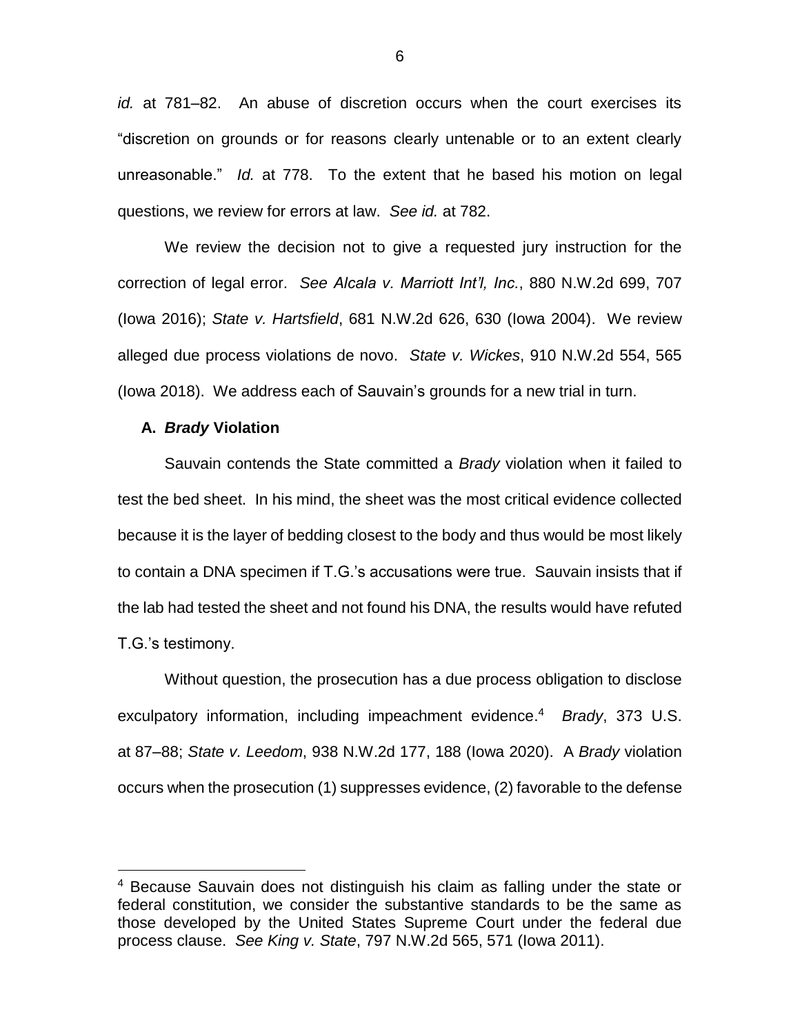*id.* at 781–82. An abuse of discretion occurs when the court exercises its "discretion on grounds or for reasons clearly untenable or to an extent clearly unreasonable." *Id.* at 778. To the extent that he based his motion on legal questions, we review for errors at law. *See id.* at 782.

We review the decision not to give a requested jury instruction for the correction of legal error. *See Alcala v. Marriott Int'l, Inc.*, 880 N.W.2d 699, 707 (Iowa 2016); *State v. Hartsfield*, 681 N.W.2d 626, 630 (Iowa 2004). We review alleged due process violations de novo. *State v. Wickes*, 910 N.W.2d 554, 565 (Iowa 2018). We address each of Sauvain's grounds for a new trial in turn.

**A. *Brady* Violation**

Sauvain contends the State committed a *Brady* violation when it failed to test the bed sheet. In his mind, the sheet was the most critical evidence collected because it is the layer of bedding closest to the body and thus would be most likely to contain a DNA specimen if T.G.'s accusations were true. Sauvain insists that if the lab had tested the sheet and not found his DNA, the results would have refuted T.G.'s testimony.

Without question, the prosecution has a due process obligation to disclose exculpatory information, including impeachment evidence.[4] *Brady*, 373 U.S. at 87–88; *State v. Leedom*, 938 N.W.2d 177, 188 (Iowa 2020). A *Brady* violation occurs when the prosecution (1) suppresses evidence, (2) favorable to the defense

[4] Because Sauvain does not distinguish his claim as falling under the state or federal constitution, we consider the substantive standards to be the same as those developed by the United States Supreme Court under the federal due process clause. *See King v. State*, 797 N.W.2d 565, 571 (Iowa 2011).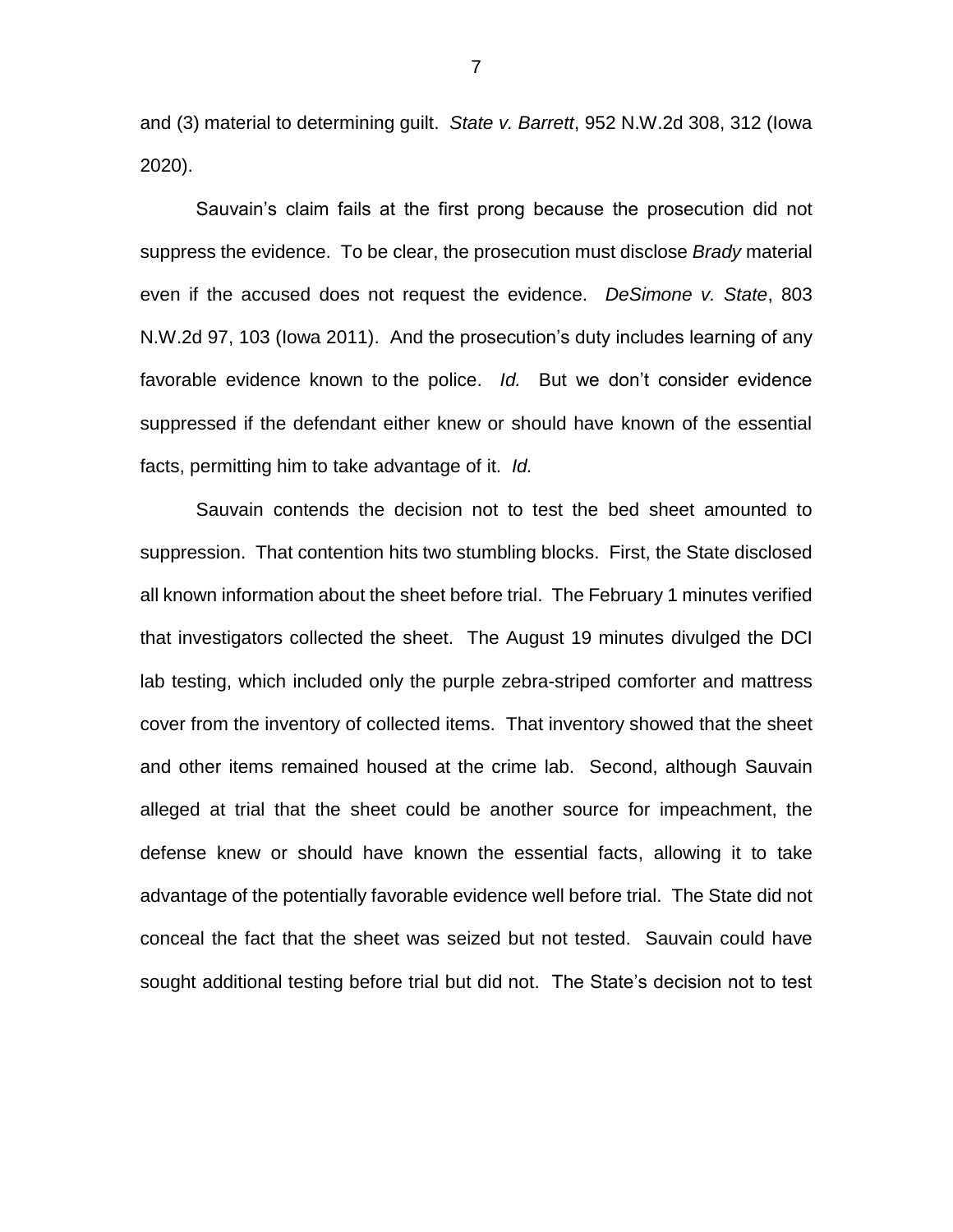and (3) material to determining guilt. *State v. Barrett*, 952 N.W.2d 308, 312 (Iowa 2020).

Sauvain's claim fails at the first prong because the prosecution did not suppress the evidence. To be clear, the prosecution must disclose *Brady* material even if the accused does not request the evidence. *DeSimone v. State*, 803 N.W.2d 97, 103 (Iowa 2011). And the prosecution's duty includes learning of any favorable evidence known to the police. *Id.* But we don't consider evidence suppressed if the defendant either knew or should have known of the essential facts, permitting him to take advantage of it. *Id.*

Sauvain contends the decision not to test the bed sheet amounted to suppression. That contention hits two stumbling blocks. First, the State disclosed all known information about the sheet before trial. The February 1 minutes verified that investigators collected the sheet. The August 19 minutes divulged the DCI lab testing, which included only the purple zebra-striped comforter and mattress cover from the inventory of collected items. That inventory showed that the sheet and other items remained housed at the crime lab. Second, although Sauvain alleged at trial that the sheet could be another source for impeachment, the defense knew or should have known the essential facts, allowing it to take advantage of the potentially favorable evidence well before trial. The State did not conceal the fact that the sheet was seized but not tested. Sauvain could have sought additional testing before trial but did not. The State's decision not to test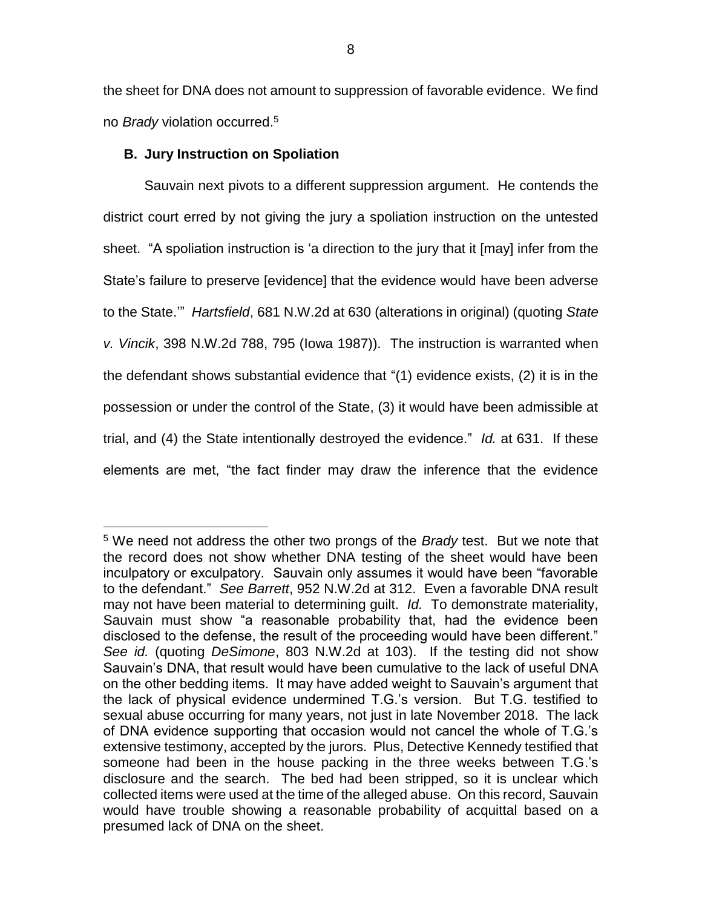the sheet for DNA does not amount to suppression of favorable evidence. We find no *Brady* violation occurred.[5]

### B. Jury Instruction on Spoliation

Sauvain next pivots to a different suppression argument. He contends the district court erred by not giving the jury a spoliation instruction on the untested sheet. "A spoliation instruction is 'a direction to the jury that it [may] infer from the State's failure to preserve [evidence] that the evidence would have been adverse to the State.'" *Hartsfield*, 681 N.W.2d at 630 (alterations in original) (quoting *State v. Vincik*, 398 N.W.2d 788, 795 (Iowa 1987)). The instruction is warranted when the defendant shows substantial evidence that "(1) evidence exists, (2) it is in the possession or under the control of the State, (3) it would have been admissible at trial, and (4) the State intentionally destroyed the evidence." *Id.* at 631. If these elements are met, "the fact finder may draw the inference that the evidence

[5] We need not address the other two prongs of the *Brady* test. But we note that the record does not show whether DNA testing of the sheet would have been inculpatory or exculpatory. Sauvain only assumes it would have been "favorable to the defendant." *See Barrett*, 952 N.W.2d at 312. Even a favorable DNA result may not have been material to determining guilt. *Id.* To demonstrate materiality, Sauvain must show "a reasonable probability that, had the evidence been disclosed to the defense, the result of the proceeding would have been different." *See id.* (quoting *DeSimone*, 803 N.W.2d at 103). If the testing did not show Sauvain's DNA, that result would have been cumulative to the lack of useful DNA on the other bedding items. It may have added weight to Sauvain's argument that the lack of physical evidence undermined T.G.'s version. But T.G. testified to sexual abuse occurring for many years, not just in late November 2018. The lack of DNA evidence supporting that occasion would not cancel the whole of T.G.'s extensive testimony, accepted by the jurors. Plus, Detective Kennedy testified that someone had been in the house packing in the three weeks between T.G.'s disclosure and the search. The bed had been stripped, so it is unclear which collected items were used at the time of the alleged abuse. On this record, Sauvain would have trouble showing a reasonable probability of acquittal based on a presumed lack of DNA on the sheet.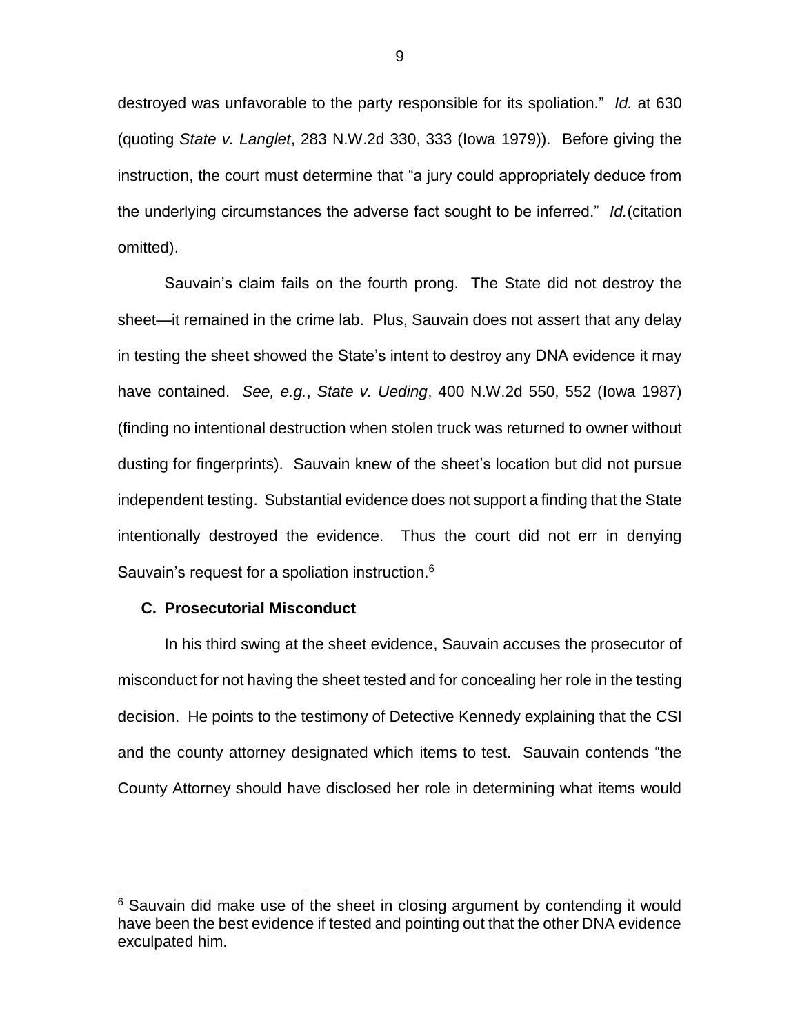destroyed was unfavorable to the party responsible for its spoliation." *Id.* at 630 (quoting *State v. Langlet*, 283 N.W.2d 330, 333 (Iowa 1979)). Before giving the instruction, the court must determine that "a jury could appropriately deduce from the underlying circumstances the adverse fact sought to be inferred." *Id.*(citation omitted).

Sauvain's claim fails on the fourth prong. The State did not destroy the sheet—it remained in the crime lab. Plus, Sauvain does not assert that any delay in testing the sheet showed the State's intent to destroy any DNA evidence it may have contained. *See, e.g.*, *State v. Ueding*, 400 N.W.2d 550, 552 (Iowa 1987) (finding no intentional destruction when stolen truck was returned to owner without dusting for fingerprints). Sauvain knew of the sheet's location but did not pursue independent testing. Substantial evidence does not support a finding that the State intentionally destroyed the evidence. Thus the court did not err in denying Sauvain's request for a spoliation instruction.[6]

### C. Prosecutorial Misconduct

In his third swing at the sheet evidence, Sauvain accuses the prosecutor of misconduct for not having the sheet tested and for concealing her role in the testing decision. He points to the testimony of Detective Kennedy explaining that the CSI and the county attorney designated which items to test. Sauvain contends "the County Attorney should have disclosed her role in determining what items would

---

[6] Sauvain did make use of the sheet in closing argument by contending it would have been the best evidence if tested and pointing out that the other DNA evidence exculpated him.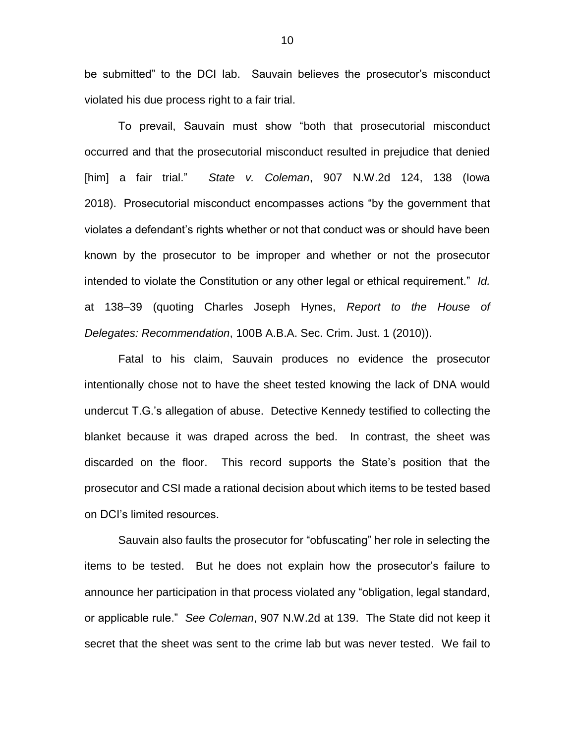be submitted" to the DCI lab. Sauvain believes the prosecutor's misconduct violated his due process right to a fair trial.

To prevail, Sauvain must show "both that prosecutorial misconduct occurred and that the prosecutorial misconduct resulted in prejudice that denied [him] a fair trial." *State v. Coleman*, 907 N.W.2d 124, 138 (Iowa 2018). Prosecutorial misconduct encompasses actions "by the government that violates a defendant's rights whether or not that conduct was or should have been known by the prosecutor to be improper and whether or not the prosecutor intended to violate the Constitution or any other legal or ethical requirement." *Id.* at 138–39 (quoting Charles Joseph Hynes, *Report to the House of Delegates: Recommendation*, 100B A.B.A. Sec. Crim. Just. 1 (2010)).

Fatal to his claim, Sauvain produces no evidence the prosecutor intentionally chose not to have the sheet tested knowing the lack of DNA would undercut T.G.'s allegation of abuse. Detective Kennedy testified to collecting the blanket because it was draped across the bed. In contrast, the sheet was discarded on the floor. This record supports the State's position that the prosecutor and CSI made a rational decision about which items to be tested based on DCI's limited resources.

Sauvain also faults the prosecutor for "obfuscating" her role in selecting the items to be tested. But he does not explain how the prosecutor's failure to announce her participation in that process violated any "obligation, legal standard, or applicable rule." *See Coleman*, 907 N.W.2d at 139. The State did not keep it secret that the sheet was sent to the crime lab but was never tested. We fail to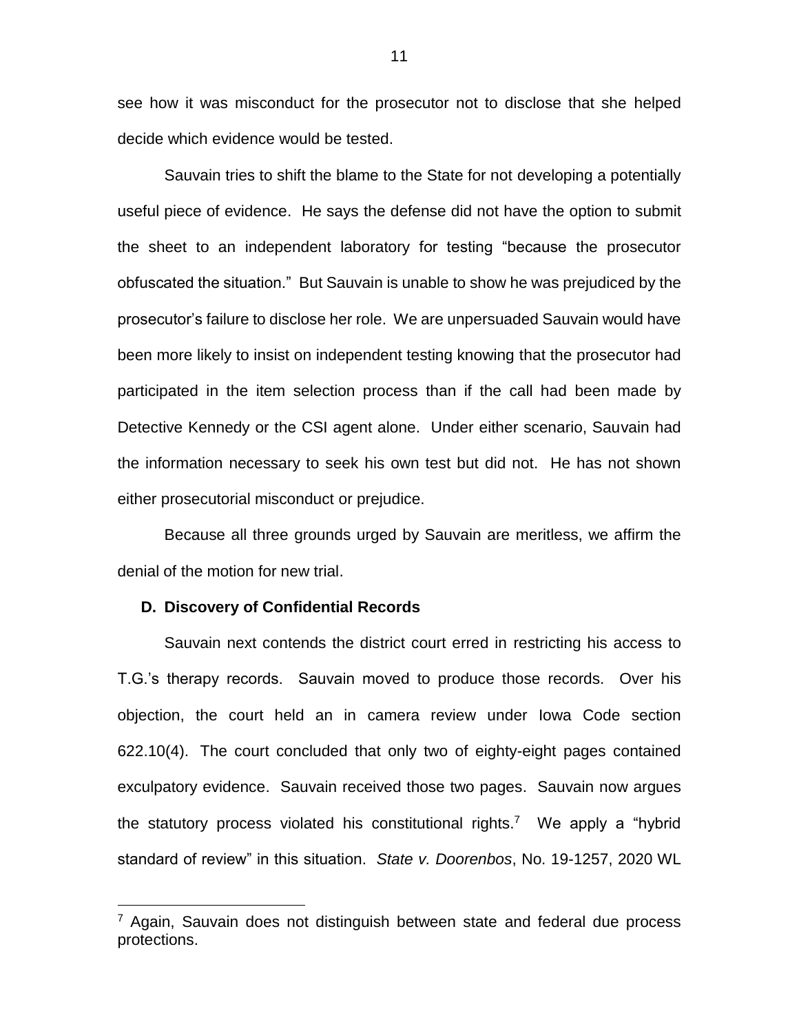see how it was misconduct for the prosecutor not to disclose that she helped decide which evidence would be tested.

Sauvain tries to shift the blame to the State for not developing a potentially useful piece of evidence. He says the defense did not have the option to submit the sheet to an independent laboratory for testing "because the prosecutor obfuscated the situation." But Sauvain is unable to show he was prejudiced by the prosecutor's failure to disclose her role. We are unpersuaded Sauvain would have been more likely to insist on independent testing knowing that the prosecutor had participated in the item selection process than if the call had been made by Detective Kennedy or the CSI agent alone. Under either scenario, Sauvain had the information necessary to seek his own test but did not. He has not shown either prosecutorial misconduct or prejudice.

Because all three grounds urged by Sauvain are meritless, we affirm the denial of the motion for new trial.

### D. Discovery of Confidential Records

Sauvain next contends the district court erred in restricting his access to T.G.'s therapy records. Sauvain moved to produce those records. Over his objection, the court held an in camera review under Iowa Code section 622.10(4). The court concluded that only two of eighty-eight pages contained exculpatory evidence. Sauvain received those two pages. Sauvain now argues the statutory process violated his constitutional rights.[7] We apply a "hybrid standard of review" in this situation. *State v. Doorenbos*, No. 19-1257, 2020 WL

---

[7] Again, Sauvain does not distinguish between state and federal due process protections.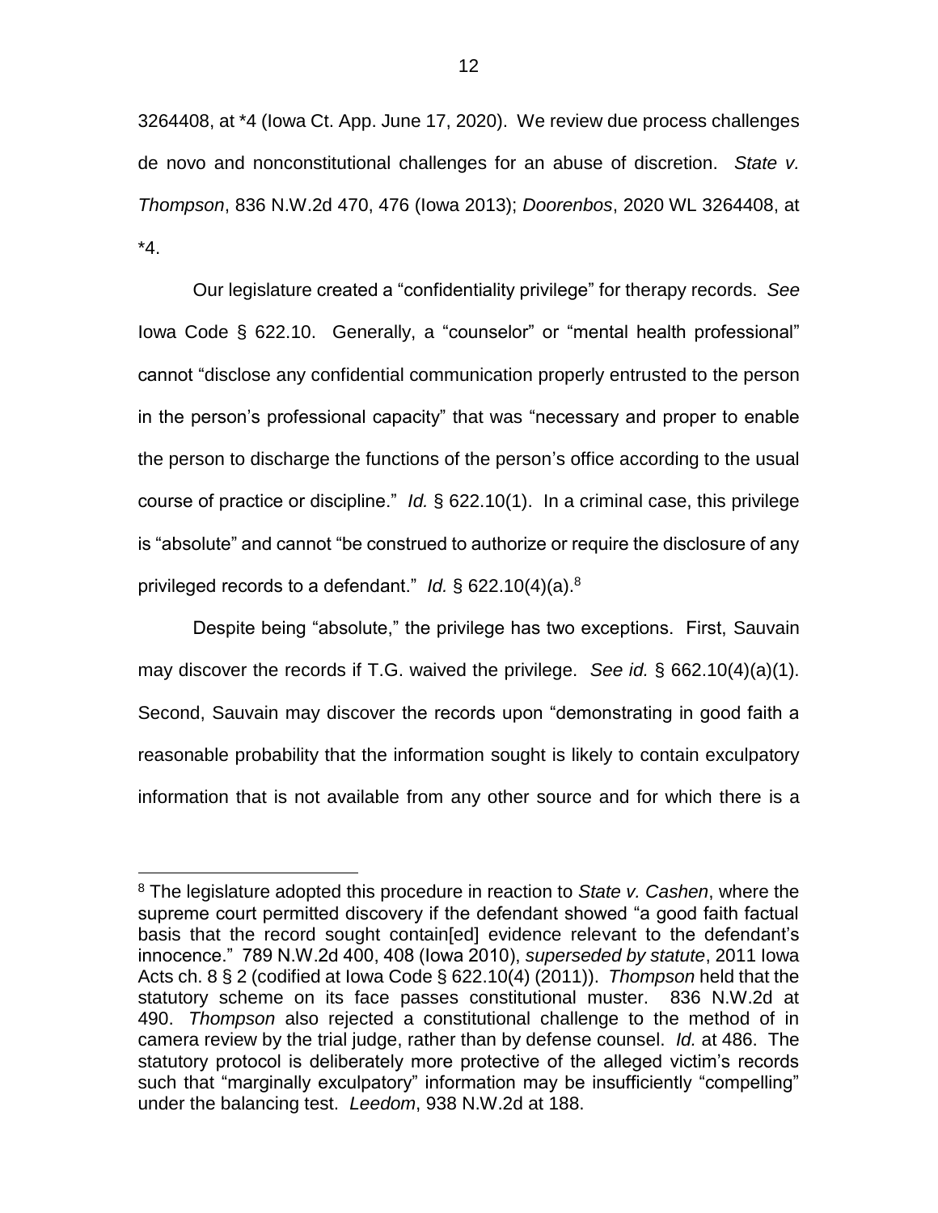3264408, at *4 (Iowa Ct. App. June 17, 2020). We review due process challenges de novo and nonconstitutional challenges for an abuse of discretion. *State v. Thompson*, 836 N.W.2d 470, 476 (Iowa 2013); *Doorenbos*, 2020 WL 3264408, at *4.

Our legislature created a "confidentiality privilege" for therapy records. *See* Iowa Code § 622.10. Generally, a "counselor" or "mental health professional" cannot "disclose any confidential communication properly entrusted to the person in the person's professional capacity" that was "necessary and proper to enable the person to discharge the functions of the person's office according to the usual course of practice or discipline." *Id.* § 622.10(1). In a criminal case, this privilege is "absolute" and cannot "be construed to authorize or require the disclosure of any privileged records to a defendant." *Id.* § 622.10(4)(a).[8]

Despite being "absolute," the privilege has two exceptions. First, Sauvain may discover the records if T.G. waived the privilege. *See id.* § 662.10(4)(a)(1). Second, Sauvain may discover the records upon "demonstrating in good faith a reasonable probability that the information sought is likely to contain exculpatory information that is not available from any other source and for which there is a

---

[8] The legislature adopted this procedure in reaction to *State v. Cashen*, where the supreme court permitted discovery if the defendant showed "a good faith factual basis that the record sought contain[ed] evidence relevant to the defendant's innocence." 789 N.W.2d 400, 408 (Iowa 2010), *superseded by statute*, 2011 Iowa Acts ch. 8 § 2 (codified at Iowa Code § 622.10(4) (2011)). *Thompson* held that the statutory scheme on its face passes constitutional muster. 836 N.W.2d at 490. *Thompson* also rejected a constitutional challenge to the method of in camera review by the trial judge, rather than by defense counsel. *Id.* at 486. The statutory protocol is deliberately more protective of the alleged victim's records such that "marginally exculpatory" information may be insufficiently "compelling" under the balancing test. *Leedom*, 938 N.W.2d at 188.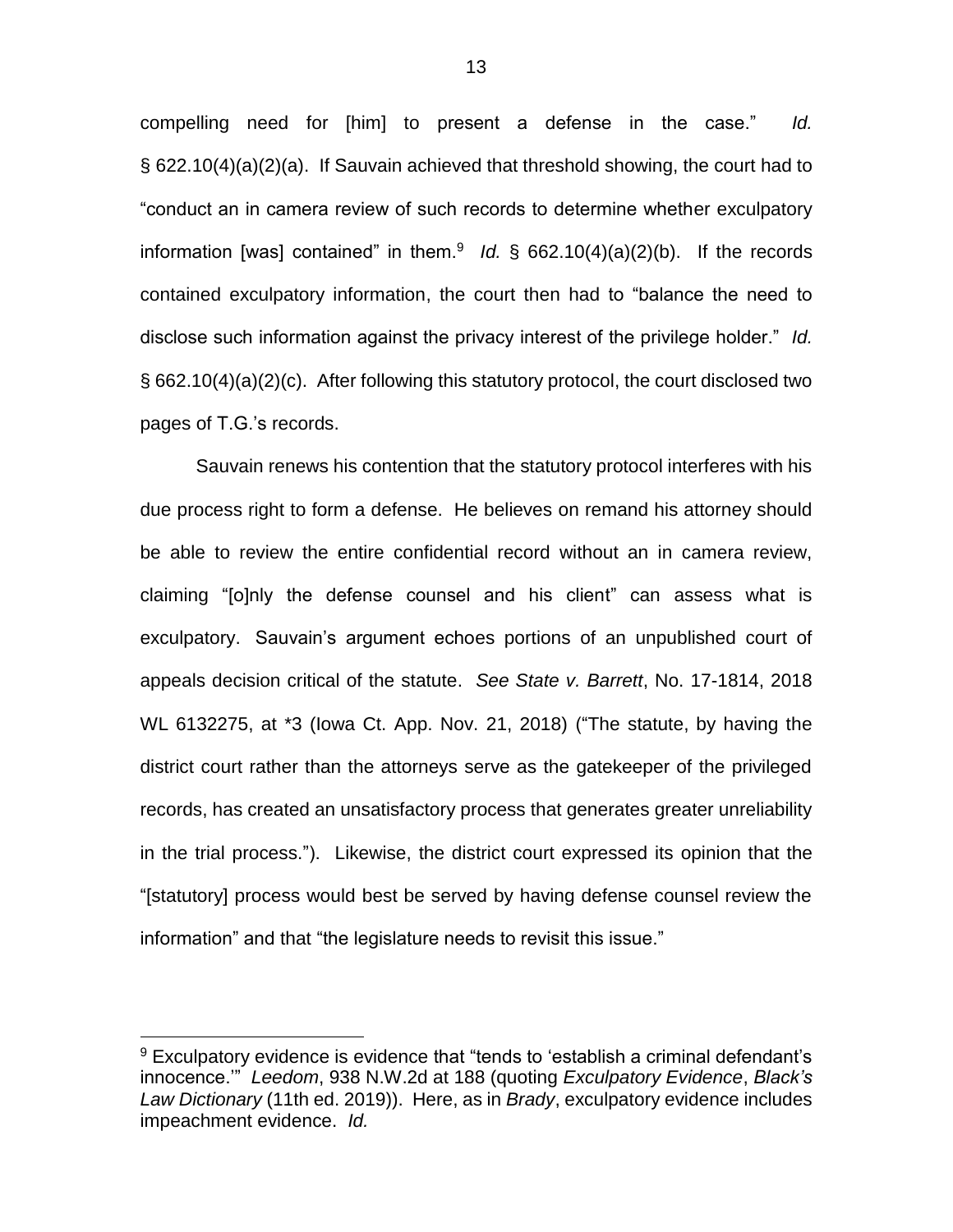compelling need for [him] to present a defense in the case." *Id.* § 622.10(4)(a)(2)(a). If Sauvain achieved that threshold showing, the court had to "conduct an in camera review of such records to determine whether exculpatory information [was] contained" in them.[9] *Id.* § 662.10(4)(a)(2)(b). If the records contained exculpatory information, the court then had to "balance the need to disclose such information against the privacy interest of the privilege holder." *Id.* § 662.10(4)(a)(2)(c). After following this statutory protocol, the court disclosed two pages of T.G.'s records.

Sauvain renews his contention that the statutory protocol interferes with his due process right to form a defense. He believes on remand his attorney should be able to review the entire confidential record without an in camera review, claiming "[o]nly the defense counsel and his client" can assess what is exculpatory. Sauvain's argument echoes portions of an unpublished court of appeals decision critical of the statute. *See State v. Barrett*, No. 17-1814, 2018 WL 6132275, at *3 (Iowa Ct. App. Nov. 21, 2018) ("The statute, by having the district court rather than the attorneys serve as the gatekeeper of the privileged records, has created an unsatisfactory process that generates greater unreliability in the trial process."). Likewise, the district court expressed its opinion that the "[statutory] process would best be served by having defense counsel review the information" and that "the legislature needs to revisit this issue."

---

[9] Exculpatory evidence is evidence that "tends to 'establish a criminal defendant's innocence.'" *Leedom*, 938 N.W.2d at 188 (quoting *Exculpatory Evidence*, *Black's Law Dictionary* (11th ed. 2019)). Here, as in *Brady*, exculpatory evidence includes impeachment evidence. *Id.*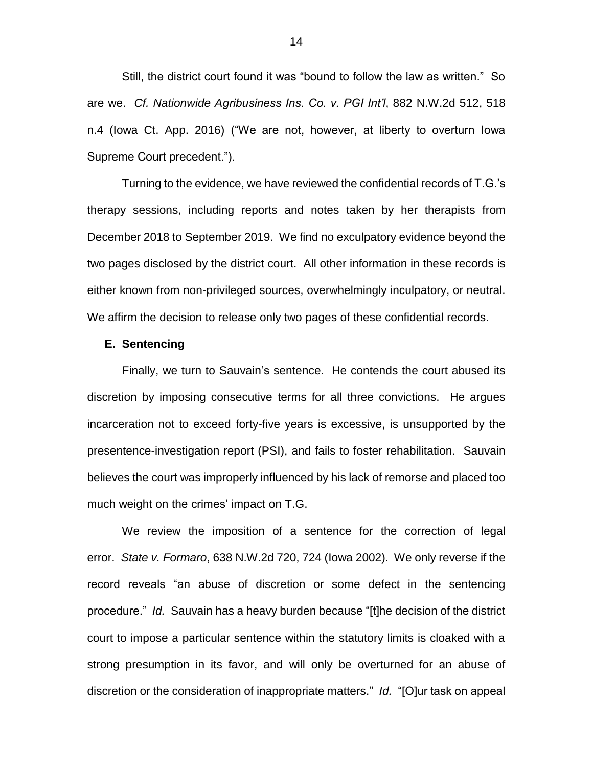Still, the district court found it was "bound to follow the law as written." So are we. *Cf. Nationwide Agribusiness Ins. Co. v. PGI Int'l*, 882 N.W.2d 512, 518 n.4 (Iowa Ct. App. 2016) ("We are not, however, at liberty to overturn Iowa Supreme Court precedent.").

Turning to the evidence, we have reviewed the confidential records of T.G.'s therapy sessions, including reports and notes taken by her therapists from December 2018 to September 2019. We find no exculpatory evidence beyond the two pages disclosed by the district court. All other information in these records is either known from non-privileged sources, overwhelmingly inculpatory, or neutral. We affirm the decision to release only two pages of these confidential records.

**E. Sentencing**

Finally, we turn to Sauvain's sentence. He contends the court abused its discretion by imposing consecutive terms for all three convictions. He argues incarceration not to exceed forty-five years is excessive, is unsupported by the presentence-investigation report (PSI), and fails to foster rehabilitation. Sauvain believes the court was improperly influenced by his lack of remorse and placed too much weight on the crimes' impact on T.G.

We review the imposition of a sentence for the correction of legal error. *State v. Formaro*, 638 N.W.2d 720, 724 (Iowa 2002). We only reverse if the record reveals "an abuse of discretion or some defect in the sentencing procedure." *Id.* Sauvain has a heavy burden because "[t]he decision of the district court to impose a particular sentence within the statutory limits is cloaked with a strong presumption in its favor, and will only be overturned for an abuse of discretion or the consideration of inappropriate matters." *Id.* "[O]ur task on appeal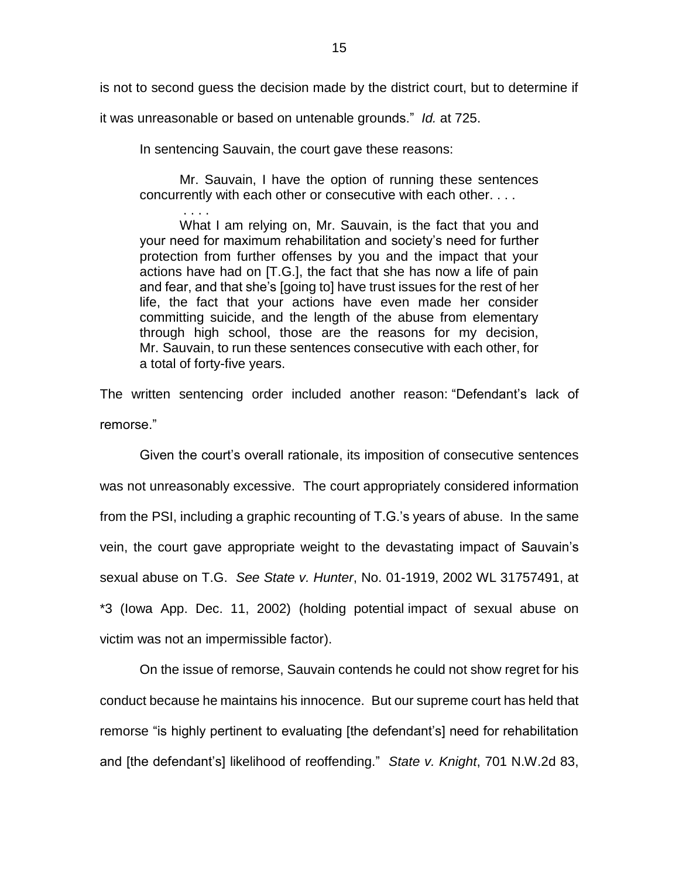is not to second guess the decision made by the district court, but to determine if it was unreasonable or based on untenable grounds." *Id.* at 725.

In sentencing Sauvain, the court gave these reasons:

> Mr. Sauvain, I have the option of running these sentences concurrently with each other or consecutive with each other. . . .
>
> . . . .
>
> What I am relying on, Mr. Sauvain, is the fact that you and your need for maximum rehabilitation and society's need for further protection from further offenses by you and the impact that your actions have had on [T.G.], the fact that she has now a life of pain and fear, and that she's [going to] have trust issues for the rest of her life, the fact that your actions have even made her consider committing suicide, and the length of the abuse from elementary through high school, those are the reasons for my decision, Mr. Sauvain, to run these sentences consecutive with each other, for a total of forty-five years.

The written sentencing order included another reason: "Defendant's lack of remorse."

Given the court's overall rationale, its imposition of consecutive sentences was not unreasonably excessive. The court appropriately considered information from the PSI, including a graphic recounting of T.G.'s years of abuse. In the same vein, the court gave appropriate weight to the devastating impact of Sauvain's sexual abuse on T.G. *See State v. Hunter*, No. 01-1919, 2002 WL 31757491, at *3 (Iowa App. Dec. 11, 2002) (holding potential impact of sexual abuse on victim was not an impermissible factor).

On the issue of remorse, Sauvain contends he could not show regret for his conduct because he maintains his innocence. But our supreme court has held that remorse "is highly pertinent to evaluating [the defendant's] need for rehabilitation and [the defendant's] likelihood of reoffending." *State v. Knight*, 701 N.W.2d 83,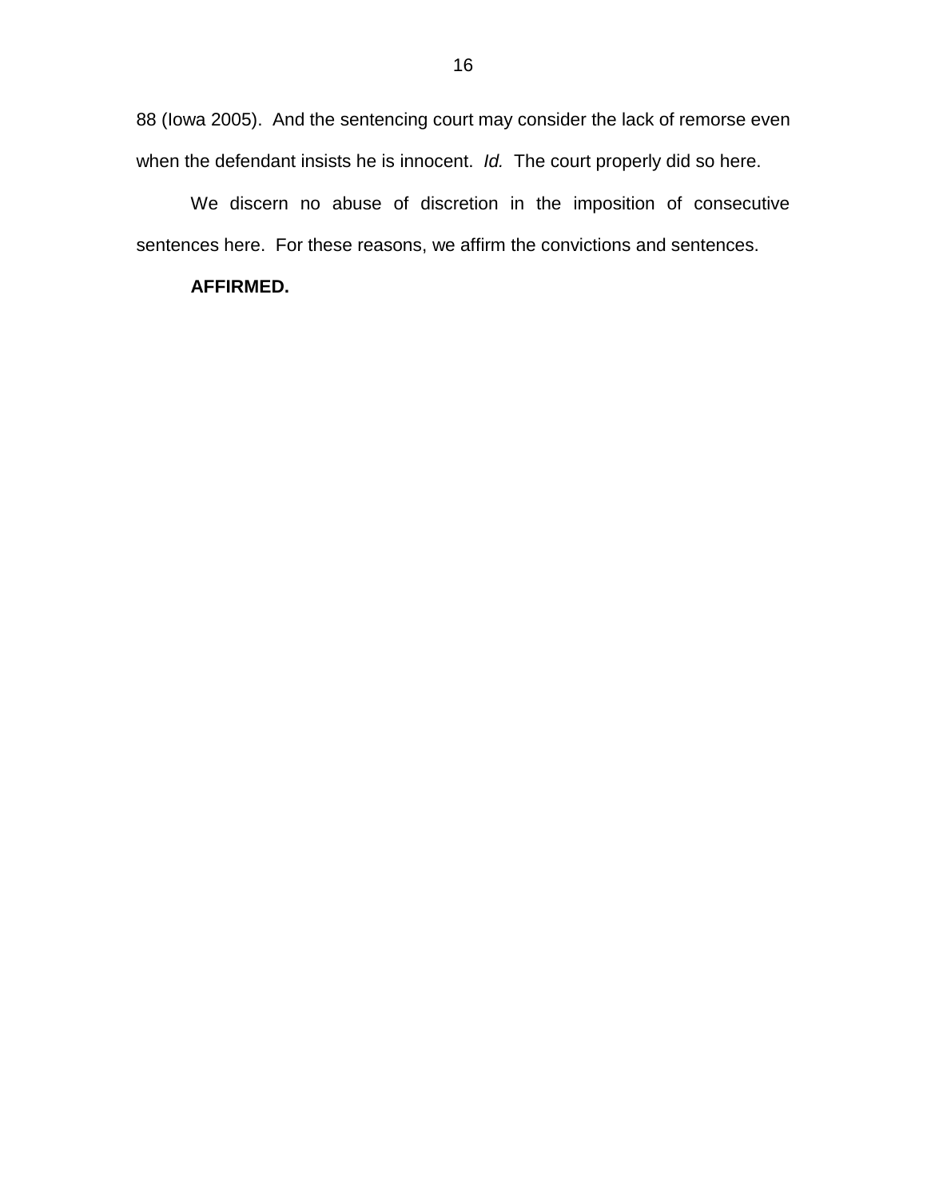88 (Iowa 2005). And the sentencing court may consider the lack of remorse even when the defendant insists he is innocent. *Id.* The court properly did so here.

We discern no abuse of discretion in the imposition of consecutive sentences here. For these reasons, we affirm the convictions and sentences.

**AFFIRMED.**